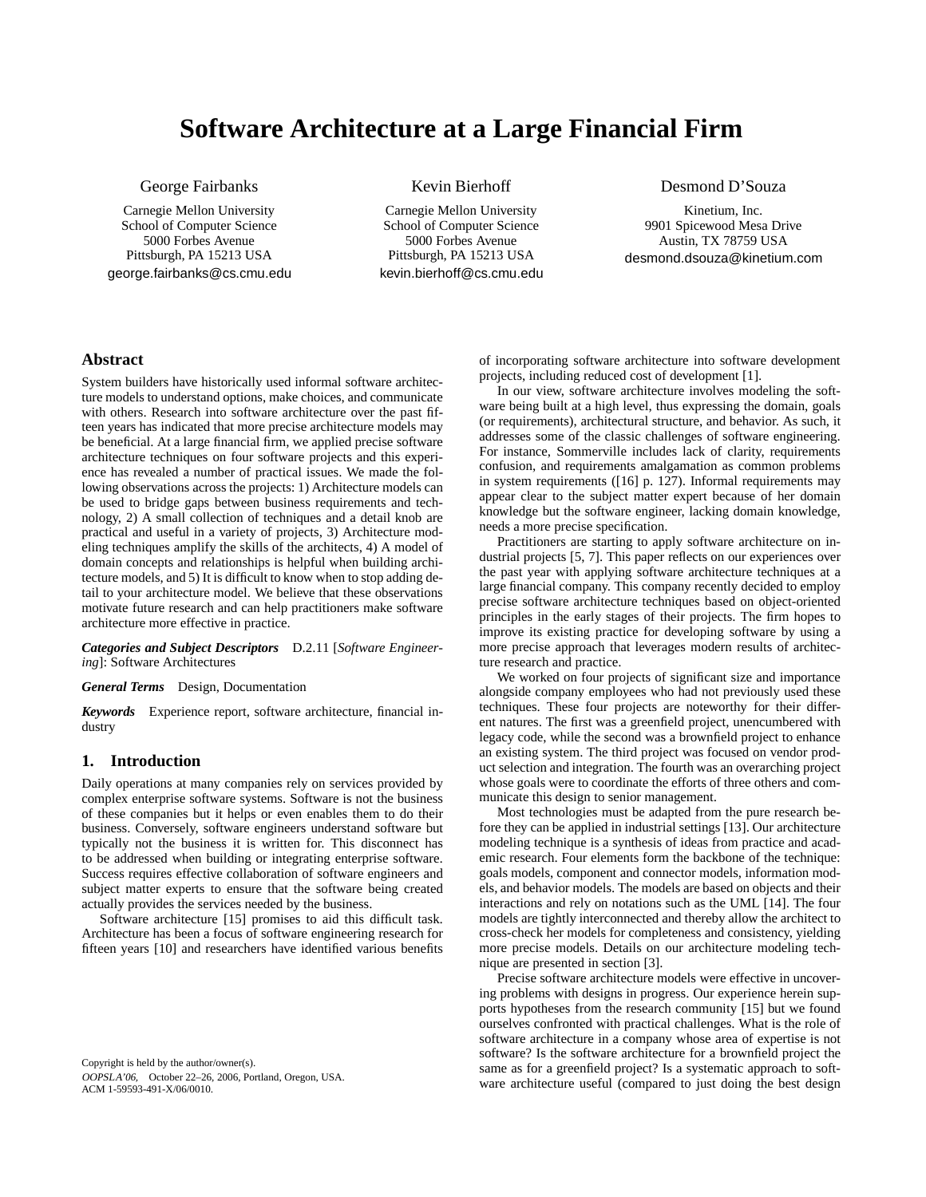# Software Architecture at a Large Financial Firm

George Fairbanks
Carnegie Mellon University
School of Computer Science
5000 Forbes Avenue
Pittsburgh, PA 15213 USA
george.fairbanks@cs.cmu.edu

Kevin Bierhoff
Carnegie Mellon University
School of Computer Science
5000 Forbes Avenue
Pittsburgh, PA 15213 USA
kevin.bierhoff@cs.cmu.edu

Desmond D'Souza
Kinetium, Inc.
9901 Spicewood Mesa Drive
Austin, TX 78759 USA
desmond.dsouza@kinetium.com

## Abstract

System builders have historically used informal software architecture models to understand options, make choices, and communicate with others. Research into software architecture over the past fifteen years has indicated that more precise architecture models may be beneficial. At a large financial firm, we applied precise software architecture techniques on four software projects and this experience has revealed a number of practical issues. We made the following observations across the projects: 1) Architecture models can be used to bridge gaps between business requirements and technology, 2) A small collection of techniques and a detail knob are practical and useful in a variety of projects, 3) Architecture modeling techniques amplify the skills of the architects, 4) A model of domain concepts and relationships is helpful when building architecture models, and 5) It is difficult to know when to stop adding detail to your architecture model. We believe that these observations motivate future research and can help practitioners make software architecture more effective in practice.

***Categories and Subject Descriptors*** D.2.11 [*Software Engineering*]: Software Architectures

***General Terms*** Design, Documentation

***Keywords*** Experience report, software architecture, financial industry

## 1. Introduction

Daily operations at many companies rely on services provided by complex enterprise software systems. Software is not the business of these companies but it helps or even enables them to do their business. Conversely, software engineers understand software but typically not the business it is written for. This disconnect has to be addressed when building or integrating enterprise software. Success requires effective collaboration of software engineers and subject matter experts to ensure that the software being created actually provides the services needed by the business.

Software architecture [15] promises to aid this difficult task. Architecture has been a focus of software engineering research for fifteen years [10] and researchers have identified various benefits of incorporating software architecture into software development projects, including reduced cost of development [1].

In our view, software architecture involves modeling the software being built at a high level, thus expressing the domain, goals (or requirements), architectural structure, and behavior. As such, it addresses some of the classic challenges of software engineering. For instance, Sommerville includes lack of clarity, requirements confusion, and requirements amalgamation as common problems in system requirements ([16] p. 127). Informal requirements may appear clear to the subject matter expert because of her domain knowledge but the software engineer, lacking domain knowledge, needs a more precise specification.

Practitioners are starting to apply software architecture on industrial projects [5, 7]. This paper reflects on our experiences over the past year with applying software architecture techniques at a large financial company. This company recently decided to employ precise software architecture techniques based on object-oriented principles in the early stages of their projects. The firm hopes to improve its existing practice for developing software by using a more precise approach that leverages modern results of architecture research and practice.

We worked on four projects of significant size and importance alongside company employees who had not previously used these techniques. These four projects are noteworthy for their different natures. The first was a greenfield project, unencumbered with legacy code, while the second was a brownfield project to enhance an existing system. The third project was focused on vendor product selection and integration. The fourth was an overarching project whose goals were to coordinate the efforts of three others and communicate this design to senior management.

Most technologies must be adapted from the pure research before they can be applied in industrial settings [13]. Our architecture modeling technique is a synthesis of ideas from practice and academic research. Four elements form the backbone of the technique: goals models, component and connector models, information models, and behavior models. The models are based on objects and their interactions and rely on notations such as the UML [14]. The four models are tightly interconnected and thereby allow the architect to cross-check her models for completeness and consistency, yielding more precise models. Details on our architecture modeling technique are presented in section [3].

Precise software architecture models were effective in uncovering problems with designs in progress. Our experience herein supports hypotheses from the research community [15] but we found ourselves confronted with practical challenges. What is the role of software architecture in a company whose area of expertise is not software? Is the software architecture for a brownfield project the same as for a greenfield project? Is a systematic approach to software architecture useful (compared to just doing the best design

Copyright is held by the author/owner(s).
*OOPSLA'06,* October 22–26, 2006, Portland, Oregon, USA.
ACM 1-59593-491-X/06/0010.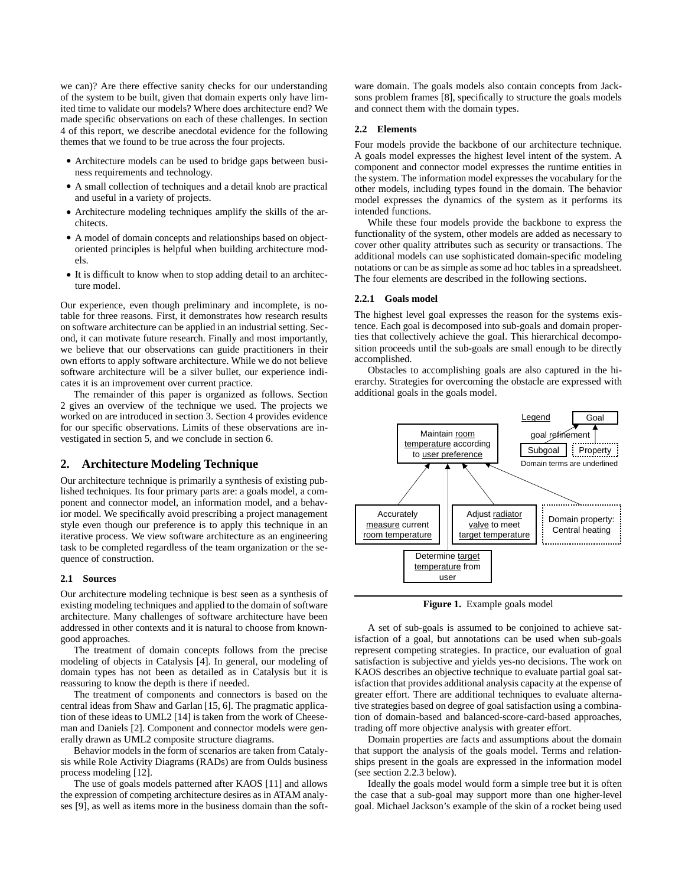we can)? Are there effective sanity checks for our understanding of the system to be built, given that domain experts only have limited time to validate our models? Where does architecture end? We made specific observations on each of these challenges. In section 4 of this report, we describe anecdotal evidence for the following themes that we found to be true across the four projects.

- Architecture models can be used to bridge gaps between business requirements and technology.
- A small collection of techniques and a detail knob are practical and useful in a variety of projects.
- Architecture modeling techniques amplify the skills of the architects.
- A model of domain concepts and relationships based on object-oriented principles is helpful when building architecture models.
- It is difficult to know when to stop adding detail to an architecture model.

Our experience, even though preliminary and incomplete, is notable for three reasons. First, it demonstrates how research results on software architecture can be applied in an industrial setting. Second, it can motivate future research. Finally and most importantly, we believe that our observations can guide practitioners in their own efforts to apply software architecture. While we do not believe software architecture will be a silver bullet, our experience indicates it is an improvement over current practice.

The remainder of this paper is organized as follows. Section 2 gives an overview of the technique we used. The projects we worked on are introduced in section 3. Section 4 provides evidence for our specific observations. Limits of these observations are investigated in section 5, and we conclude in section 6.

## 2. Architecture Modeling Technique

Our architecture technique is primarily a synthesis of existing published techniques. Its four primary parts are: a goals model, a component and connector model, an information model, and a behavior model. We specifically avoid prescribing a project management style even though our preference is to apply this technique in an iterative process. We view software architecture as an engineering task to be completed regardless of the team organization or the sequence of construction.

### 2.1 Sources

Our architecture modeling technique is best seen as a synthesis of existing modeling techniques and applied to the domain of software architecture. Many challenges of software architecture have been addressed in other contexts and it is natural to choose from known-good approaches.

The treatment of domain concepts follows from the precise modeling of objects in Catalysis [4]. In general, our modeling of domain types has not been as detailed as in Catalysis but it is reassuring to know the depth is there if needed.

The treatment of components and connectors is based on the central ideas from Shaw and Garlan [15, 6]. The pragmatic application of these ideas to UML2 [14] is taken from the work of Cheeseman and Daniels [2]. Component and connector models were generally drawn as UML2 composite structure diagrams.

Behavior models in the form of scenarios are taken from Catalysis while Role Activity Diagrams (RADs) are from Oulds business process modeling [12].

The use of goals models patterned after KAOS [11] and allows the expression of competing architecture desires as in ATAM analyses [9], as well as items more in the business domain than the software domain. The goals models also contain concepts from Jacksons problem frames [8], specifically to structure the goals models and connect them with the domain types.

### 2.2 Elements

Four models provide the backbone of our architecture technique. A goals model expresses the highest level intent of the system. A component and connector model expresses the runtime entities in the system. The information model expresses the vocabulary for the other models, including types found in the domain. The behavior model expresses the dynamics of the system as it performs its intended functions.

While these four models provide the backbone to express the functionality of the system, other models are added as necessary to cover other quality attributes such as security or transactions. The additional models can use sophisticated domain-specific modeling notations or can be as simple as some ad hoc tables in a spreadsheet. The four elements are described in the following sections.

#### 2.2.1 Goals model

The highest level goal expresses the reason for the systems existence. Each goal is decomposed into sub-goals and domain properties that collectively achieve the goal. This hierarchical decomposition proceeds until the sub-goals are small enough to be directly accomplished.

Obstacles to accomplishing goals are also captured in the hierarchy. Strategies for overcoming the obstacle are expressed with additional goals in the goals model.

Legend
Goal
goal refinement
Subgoal
Property
Domain terms are underlined
Maintain room temperature according to user preference
Accurately measure current room temperature
Adjust radiator valve to meet target temperature
Domain property: Central heating
Determine target temperature from user

**Figure 1.** Example goals model

A set of sub-goals is assumed to be conjoined to achieve satisfaction of a goal, but annotations can be used when sub-goals represent competing strategies. In practice, our evaluation of goal satisfaction is subjective and yields yes-no decisions. The work on KAOS describes an objective technique to evaluate partial goal satisfaction that provides additional analysis capacity at the expense of greater effort. There are additional techniques to evaluate alternative strategies based on degree of goal satisfaction using a combination of domain-based and balanced-score-card-based approaches, trading off more objective analysis with greater effort.

Domain properties are facts and assumptions about the domain that support the analysis of the goals model. Terms and relationships present in the goals are expressed in the information model (see section 2.2.3 below).

Ideally the goals model would form a simple tree but it is often the case that a sub-goal may support more than one higher-level goal. Michael Jackson's example of the skin of a rocket being used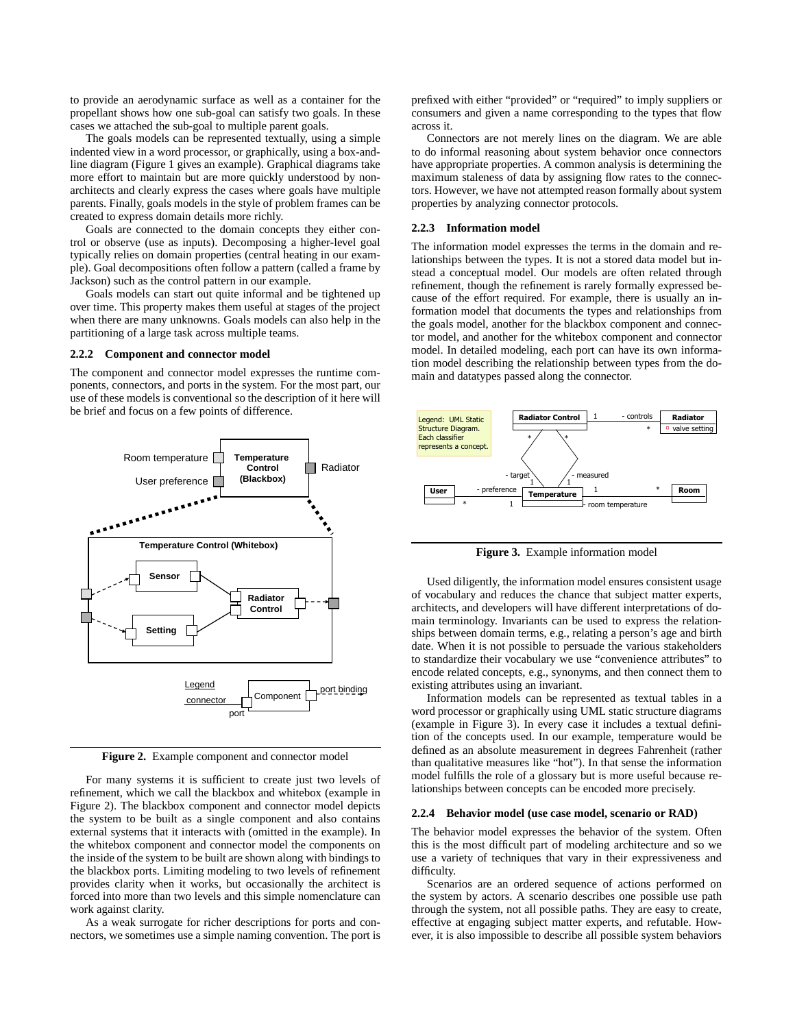to provide an aerodynamic surface as well as a container for the propellant shows how one sub-goal can satisfy two goals. In these cases we attached the sub-goal to multiple parent goals.

The goals models can be represented textually, using a simple indented view in a word processor, or graphically, using a box-and-line diagram (Figure 1 gives an example). Graphical diagrams take more effort to maintain but are more quickly understood by non-architects and clearly express the cases where goals have multiple parents. Finally, goals models in the style of problem frames can be created to express domain details more richly.

Goals are connected to the domain concepts they either control or observe (use as inputs). Decomposing a higher-level goal typically relies on domain properties (central heating in our example). Goal decompositions often follow a pattern (called a frame by Jackson) such as the control pattern in our example.

Goals models can start out quite informal and be tightened up over time. This property makes them useful at stages of the project when there are many unknowns. Goals models can also help in the partitioning of a large task across multiple teams.

### 2.2.2 Component and connector model

The component and connector model expresses the runtime components, connectors, and ports in the system. For the most part, our use of these models is conventional so the description of it here will be brief and focus on a few points of difference.

Figure 2. Example component and connector model

For many systems it is sufficient to create just two levels of refinement, which we call the blackbox and whitebox (example in Figure 2). The blackbox component and connector model depicts the system to be built as a single component and also contains external systems that it interacts with (omitted in the example). In the whitebox component and connector model the components on the inside of the system to be built are shown along with bindings to the blackbox ports. Limiting modeling to two levels of refinement provides clarity when it works, but occasionally the architect is forced into more than two levels and this simple nomenclature can work against clarity.

As a weak surrogate for richer descriptions for ports and connectors, we sometimes use a simple naming convention. The port is prefixed with either "provided" or "required" to imply suppliers or consumers and given a name corresponding to the types that flow across it.

Connectors are not merely lines on the diagram. We are able to do informal reasoning about system behavior once connectors have appropriate properties. A common analysis is determining the maximum staleness of data by assigning flow rates to the connectors. However, we have not attempted reason formally about system properties by analyzing connector protocols.

### 2.2.3 Information model

The information model expresses the terms in the domain and relationships between the types. It is not a stored data model but instead a conceptual model. Our models are often related through refinement, though the refinement is rarely formally expressed because of the effort required. For example, there is usually an information model that documents the types and relationships from the goals model, another for the blackbox component and connector model, and another for the whitebox component and connector model. In detailed modeling, each port can have its own information model describing the relationship between types from the domain and datatypes passed along the connector.

Figure 3. Example information model

Used diligently, the information model ensures consistent usage of vocabulary and reduces the chance that subject matter experts, architects, and developers will have different interpretations of domain terminology. Invariants can be used to express the relationships between domain terms, e.g., relating a person's age and birth date. When it is not possible to persuade the various stakeholders to standardize their vocabulary we use "convenience attributes" to encode related concepts, e.g., synonyms, and then connect them to existing attributes using an invariant.

Information models can be represented as textual tables in a word processor or graphically using UML static structure diagrams (example in Figure 3). In every case it includes a textual definition of the concepts used. In our example, temperature would be defined as an absolute measurement in degrees Fahrenheit (rather than qualitative measures like "hot"). In that sense the information model fulfills the role of a glossary but is more useful because relationships between concepts can be encoded more precisely.

### 2.2.4 Behavior model (use case model, scenario or RAD)

The behavior model expresses the behavior of the system. Often this is the most difficult part of modeling architecture and so we use a variety of techniques that vary in their expressiveness and difficulty.

Scenarios are an ordered sequence of actions performed on the system by actors. A scenario describes one possible use path through the system, not all possible paths. They are easy to create, effective at engaging subject matter experts, and refutable. However, it is also impossible to describe all possible system behaviors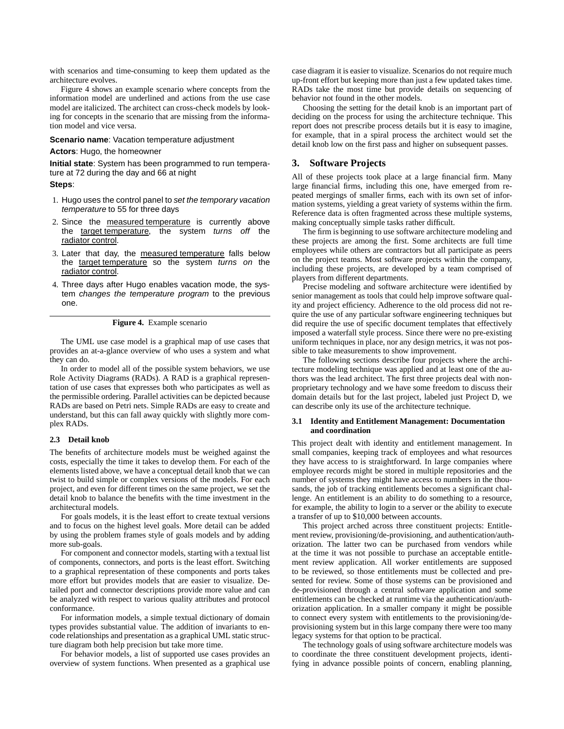with scenarios and time-consuming to keep them updated as the architecture evolves.

Figure 4 shows an example scenario where concepts from the information model are underlined and actions from the use case model are italicized. The architect can cross-check models by looking for concepts in the scenario that are missing from the information model and vice versa.

**Scenario name**: Vacation temperature adjustment

**Actors**: Hugo, the homeowner

**Initial state**: System has been programmed to run temperature at 72 during the day and 66 at night

**Steps**:

1. Hugo uses the control panel to *set the temporary vacation temperature* to 55 for three days
2. Since the <u>measured temperature</u> is currently above the <u>target temperature</u>, the system *turns off* the <u>radiator control</u>.
3. Later that day, the <u>measured temperature</u> falls below the <u>target temperature</u> so the system *turns on* the <u>radiator control</u>.
4. Three days after Hugo enables vacation mode, the system *changes the temperature program* to the previous one.

**Figure 4.** Example scenario

The UML use case model is a graphical map of use cases that provides an at-a-glance overview of who uses a system and what they can do.

In order to model all of the possible system behaviors, we use Role Activity Diagrams (RADs). A RAD is a graphical representation of use cases that expresses both who participates as well as the permissible ordering. Parallel activities can be depicted because RADs are based on Petri nets. Simple RADs are easy to create and understand, but this can fall away quickly with slightly more complex RADs.

### 2.3 Detail knob

The benefits of architecture models must be weighed against the costs, especially the time it takes to develop them. For each of the elements listed above, we have a conceptual detail knob that we can twist to build simple or complex versions of the models. For each project, and even for different times on the same project, we set the detail knob to balance the benefits with the time investment in the architectural models.

For goals models, it is the least effort to create textual versions and to focus on the highest level goals. More detail can be added by using the problem frames style of goals models and by adding more sub-goals.

For component and connector models, starting with a textual list of components, connectors, and ports is the least effort. Switching to a graphical representation of these components and ports takes more effort but provides models that are easier to visualize. Detailed port and connector descriptions provide more value and can be analyzed with respect to various quality attributes and protocol conformance.

For information models, a simple textual dictionary of domain types provides substantial value. The addition of invariants to encode relationships and presentation as a graphical UML static structure diagram both help precision but take more time.

For behavior models, a list of supported use cases provides an overview of system functions. When presented as a graphical use case diagram it is easier to visualize. Scenarios do not require much up-front effort but keeping more than just a few updated takes time. RADs take the most time but provide details on sequencing of behavior not found in the other models.

Choosing the setting for the detail knob is an important part of deciding on the process for using the architecture technique. This report does not prescribe process details but it is easy to imagine, for example, that in a spiral process the architect would set the detail knob low on the first pass and higher on subsequent passes.

## 3. Software Projects

All of these projects took place at a large financial firm. Many large financial firms, including this one, have emerged from repeated mergings of smaller firms, each with its own set of information systems, yielding a great variety of systems within the firm. Reference data is often fragmented across these multiple systems, making conceptually simple tasks rather difficult.

The firm is beginning to use software architecture modeling and these projects are among the first. Some architects are full time employees while others are contractors but all participate as peers on the project teams. Most software projects within the company, including these projects, are developed by a team comprised of players from different departments.

Precise modeling and software architecture were identified by senior management as tools that could help improve software quality and project efficiency. Adherence to the old process did not require the use of any particular software engineering techniques but did require the use of specific document templates that effectively imposed a waterfall style process. Since there were no pre-existing uniform techniques in place, nor any design metrics, it was not possible to take measurements to show improvement.

The following sections describe four projects where the architecture modeling technique was applied and at least one of the authors was the lead architect. The first three projects deal with non-proprietary technology and we have some freedom to discuss their domain details but for the last project, labeled just Project D, we can describe only its use of the architecture technique.

### 3.1 Identity and Entitlement Management: Documentation and coordination

This project dealt with identity and entitlement management. In small companies, keeping track of employees and what resources they have access to is straightforward. In large companies where employee records might be stored in multiple repositories and the number of systems they might have access to numbers in the thousands, the job of tracking entitlements becomes a significant challenge. An entitlement is an ability to do something to a resource, for example, the ability to login to a server or the ability to execute a transfer of up to $10,000 between accounts.

This project arched across three constituent projects: Entitlement review, provisioning/de-provisioning, and authentication/authorization. The latter two can be purchased from vendors while at the time it was not possible to purchase an acceptable entitlement review application. All worker entitlements are supposed to be reviewed, so those entitlements must be collected and presented for review. Some of those systems can be provisioned and de-provisioned through a central software application and some entitlements can be checked at runtime via the authentication/authorization application. In a smaller company it might be possible to connect every system with entitlements to the provisioning/de-provisioning system but in this large company there were too many legacy systems for that option to be practical.

The technology goals of using software architecture models was to coordinate the three constituent development projects, identifying in advance possible points of concern, enabling planning,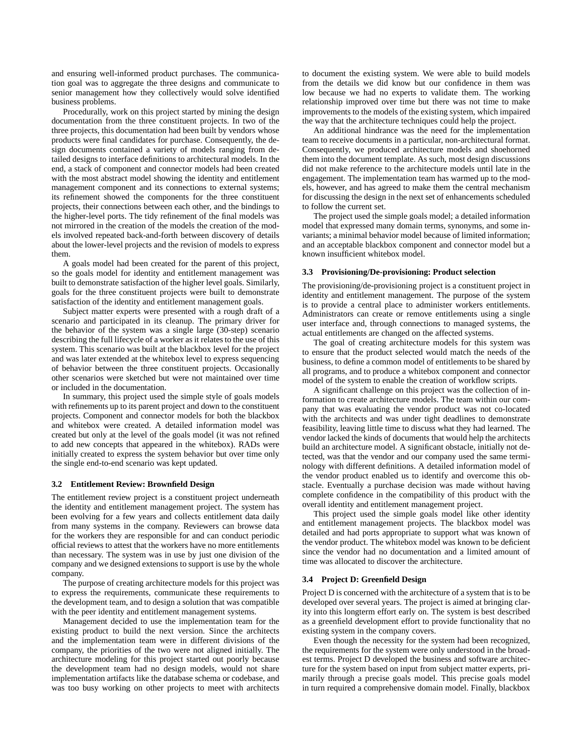and ensuring well-informed product purchases. The communication goal was to aggregate the three designs and communicate to senior management how they collectively would solve identified business problems.

Procedurally, work on this project started by mining the design documentation from the three constituent projects. In two of the three projects, this documentation had been built by vendors whose products were final candidates for purchase. Consequently, the design documents contained a variety of models ranging from detailed designs to interface definitions to architectural models. In the end, a stack of component and connector models had been created with the most abstract model showing the identity and entitlement management component and its connections to external systems; its refinement showed the components for the three constituent projects, their connections between each other, and the bindings to the higher-level ports. The tidy refinement of the final models was not mirrored in the creation of the models the creation of the models involved repeated back-and-forth between discovery of details about the lower-level projects and the revision of models to express them.

A goals model had been created for the parent of this project, so the goals model for identity and entitlement management was built to demonstrate satisfaction of the higher level goals. Similarly, goals for the three constituent projects were built to demonstrate satisfaction of the identity and entitlement management goals.

Subject matter experts were presented with a rough draft of a scenario and participated in its cleanup. The primary driver for the behavior of the system was a single large (30-step) scenario describing the full lifecycle of a worker as it relates to the use of this system. This scenario was built at the blackbox level for the project and was later extended at the whitebox level to express sequencing of behavior between the three constituent projects. Occasionally other scenarios were sketched but were not maintained over time or included in the documentation.

In summary, this project used the simple style of goals models with refinements up to its parent project and down to the constituent projects. Component and connector models for both the blackbox and whitebox were created. A detailed information model was created but only at the level of the goals model (it was not refined to add new concepts that appeared in the whitebox). RADs were initially created to express the system behavior but over time only the single end-to-end scenario was kept updated.

### 3.2 Entitlement Review: Brownfield Design

The entitlement review project is a constituent project underneath the identity and entitlement management project. The system has been evolving for a few years and collects entitlement data daily from many systems in the company. Reviewers can browse data for the workers they are responsible for and can conduct periodic official reviews to attest that the workers have no more entitlements than necessary. The system was in use by just one division of the company and we designed extensions to support is use by the whole company.

The purpose of creating architecture models for this project was to express the requirements, communicate these requirements to the development team, and to design a solution that was compatible with the peer identity and entitlement management systems.

Management decided to use the implementation team for the existing product to build the next version. Since the architects and the implementation team were in different divisions of the company, the priorities of the two were not aligned initially. The architecture modeling for this project started out poorly because the development team had no design models, would not share implementation artifacts like the database schema or codebase, and was too busy working on other projects to meet with architects to document the existing system. We were able to build models from the details we did know but our confidence in them was low because we had no experts to validate them. The working relationship improved over time but there was not time to make improvements to the models of the existing system, which impaired the way that the architecture techniques could help the project.

An additional hindrance was the need for the implementation team to receive documents in a particular, non-architectural format. Consequently, we produced architecture models and shoehorned them into the document template. As such, most design discussions did not make reference to the architecture models until late in the engagement. The implementation team has warmed up to the models, however, and has agreed to make them the central mechanism for discussing the design in the next set of enhancements scheduled to follow the current set.

The project used the simple goals model; a detailed information model that expressed many domain terms, synonyms, and some invariants; a minimal behavior model because of limited information; and an acceptable blackbox component and connector model but a known insufficient whitebox model.

### 3.3 Provisioning/De-provisioning: Product selection

The provisioning/de-provisioning project is a constituent project in identity and entitlement management. The purpose of the system is to provide a central place to administer workers entitlements. Administrators can create or remove entitlements using a single user interface and, through connections to managed systems, the actual entitlements are changed on the affected systems.

The goal of creating architecture models for this system was to ensure that the product selected would match the needs of the business, to define a common model of entitlements to be shared by all programs, and to produce a whitebox component and connector model of the system to enable the creation of workflow scripts.

A significant challenge on this project was the collection of information to create architecture models. The team within our company that was evaluating the vendor product was not co-located with the architects and was under tight deadlines to demonstrate feasibility, leaving little time to discuss what they had learned. The vendor lacked the kinds of documents that would help the architects build an architecture model. A significant obstacle, initially not detected, was that the vendor and our company used the same terminology with different definitions. A detailed information model of the vendor product enabled us to identify and overcome this obstacle. Eventually a purchase decision was made without having complete confidence in the compatibility of this product with the overall identity and entitlement management project.

This project used the simple goals model like other identity and entitlement management projects. The blackbox model was detailed and had ports appropriate to support what was known of the vendor product. The whitebox model was known to be deficient since the vendor had no documentation and a limited amount of time was allocated to discover the architecture.

### 3.4 Project D: Greenfield Design

Project D is concerned with the architecture of a system that is to be developed over several years. The project is aimed at bringing clarity into this longterm effort early on. The system is best described as a greenfield development effort to provide functionality that no existing system in the company covers.

Even though the necessity for the system had been recognized, the requirements for the system were only understood in the broadest terms. Project D developed the business and software architecture for the system based on input from subject matter experts, primarily through a precise goals model. This precise goals model in turn required a comprehensive domain model. Finally, blackbox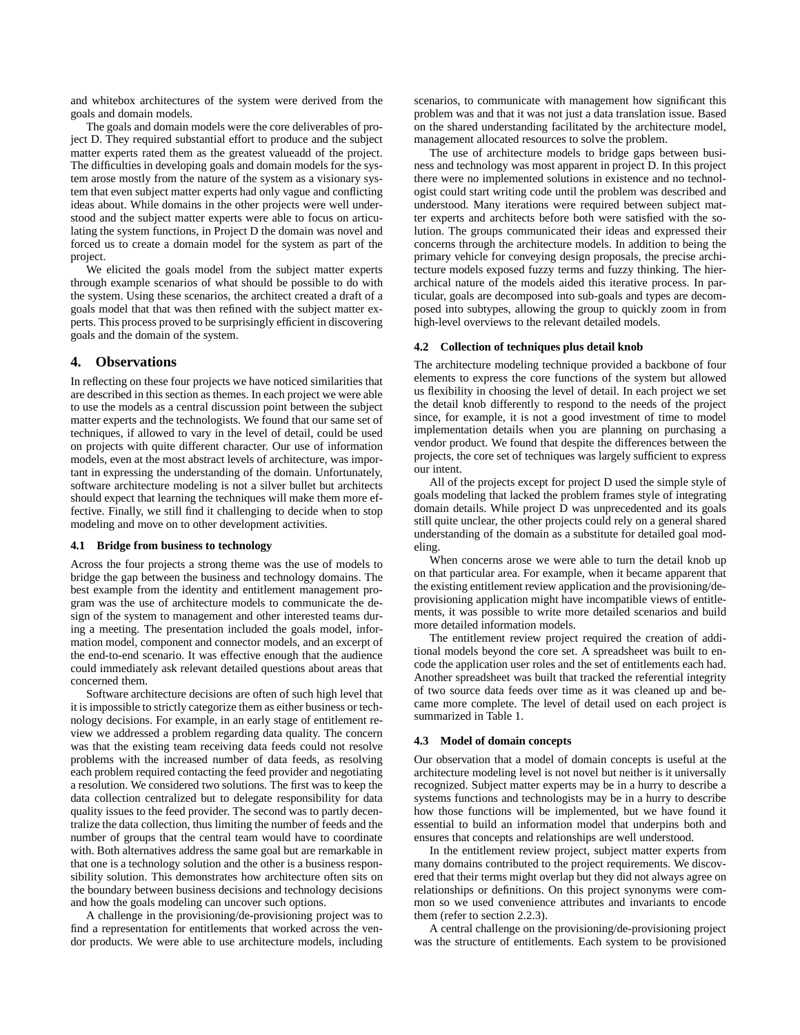and whitebox architectures of the system were derived from the goals and domain models.

The goals and domain models were the core deliverables of project D. They required substantial effort to produce and the subject matter experts rated them as the greatest valueadd of the project. The difficulties in developing goals and domain models for the system arose mostly from the nature of the system as a visionary system that even subject matter experts had only vague and conflicting ideas about. While domains in the other projects were well understood and the subject matter experts were able to focus on articulating the system functions, in Project D the domain was novel and forced us to create a domain model for the system as part of the project.

We elicited the goals model from the subject matter experts through example scenarios of what should be possible to do with the system. Using these scenarios, the architect created a draft of a goals model that that was then refined with the subject matter experts. This process proved to be surprisingly efficient in discovering goals and the domain of the system.

## 4. Observations

In reflecting on these four projects we have noticed similarities that are described in this section as themes. In each project we were able to use the models as a central discussion point between the subject matter experts and the technologists. We found that our same set of techniques, if allowed to vary in the level of detail, could be used on projects with quite different character. Our use of information models, even at the most abstract levels of architecture, was important in expressing the understanding of the domain. Unfortunately, software architecture modeling is not a silver bullet but architects should expect that learning the techniques will make them more effective. Finally, we still find it challenging to decide when to stop modeling and move on to other development activities.

### 4.1 Bridge from business to technology

Across the four projects a strong theme was the use of models to bridge the gap between the business and technology domains. The best example from the identity and entitlement management program was the use of architecture models to communicate the design of the system to management and other interested teams during a meeting. The presentation included the goals model, information model, component and connector models, and an excerpt of the end-to-end scenario. It was effective enough that the audience could immediately ask relevant detailed questions about areas that concerned them.

Software architecture decisions are often of such high level that it is impossible to strictly categorize them as either business or technology decisions. For example, in an early stage of entitlement review we addressed a problem regarding data quality. The concern was that the existing team receiving data feeds could not resolve problems with the increased number of data feeds, as resolving each problem required contacting the feed provider and negotiating a resolution. We considered two solutions. The first was to keep the data collection centralized but to delegate responsibility for data quality issues to the feed provider. The second was to partly decentralize the data collection, thus limiting the number of feeds and the number of groups that the central team would have to coordinate with. Both alternatives address the same goal but are remarkable in that one is a technology solution and the other is a business responsibility solution. This demonstrates how architecture often sits on the boundary between business decisions and technology decisions and how the goals modeling can uncover such options.

A challenge in the provisioning/de-provisioning project was to find a representation for entitlements that worked across the vendor products. We were able to use architecture models, including scenarios, to communicate with management how significant this problem was and that it was not just a data translation issue. Based on the shared understanding facilitated by the architecture model, management allocated resources to solve the problem.

The use of architecture models to bridge gaps between business and technology was most apparent in project D. In this project there were no implemented solutions in existence and no technologist could start writing code until the problem was described and understood. Many iterations were required between subject matter experts and architects before both were satisfied with the solution. The groups communicated their ideas and expressed their concerns through the architecture models. In addition to being the primary vehicle for conveying design proposals, the precise architecture models exposed fuzzy terms and fuzzy thinking. The hierarchical nature of the models aided this iterative process. In particular, goals are decomposed into sub-goals and types are decomposed into subtypes, allowing the group to quickly zoom in from high-level overviews to the relevant detailed models.

### 4.2 Collection of techniques plus detail knob

The architecture modeling technique provided a backbone of four elements to express the core functions of the system but allowed us flexibility in choosing the level of detail. In each project we set the detail knob differently to respond to the needs of the project since, for example, it is not a good investment of time to model implementation details when you are planning on purchasing a vendor product. We found that despite the differences between the projects, the core set of techniques was largely sufficient to express our intent.

All of the projects except for project D used the simple style of goals modeling that lacked the problem frames style of integrating domain details. While project D was unprecedented and its goals still quite unclear, the other projects could rely on a general shared understanding of the domain as a substitute for detailed goal modeling.

When concerns arose we were able to turn the detail knob up on that particular area. For example, when it became apparent that the existing entitlement review application and the provisioning/de-provisioning application might have incompatible views of entitlements, it was possible to write more detailed scenarios and build more detailed information models.

The entitlement review project required the creation of additional models beyond the core set. A spreadsheet was built to encode the application user roles and the set of entitlements each had. Another spreadsheet was built that tracked the referential integrity of two source data feeds over time as it was cleaned up and became more complete. The level of detail used on each project is summarized in Table 1.

### 4.3 Model of domain concepts

Our observation that a model of domain concepts is useful at the architecture modeling level is not novel but neither is it universally recognized. Subject matter experts may be in a hurry to describe a systems functions and technologists may be in a hurry to describe how those functions will be implemented, but we have found it essential to build an information model that underpins both and ensures that concepts and relationships are well understood.

In the entitlement review project, subject matter experts from many domains contributed to the project requirements. We discovered that their terms might overlap but they did not always agree on relationships or definitions. On this project synonyms were common so we used convenience attributes and invariants to encode them (refer to section 2.2.3).

A central challenge on the provisioning/de-provisioning project was the structure of entitlements. Each system to be provisioned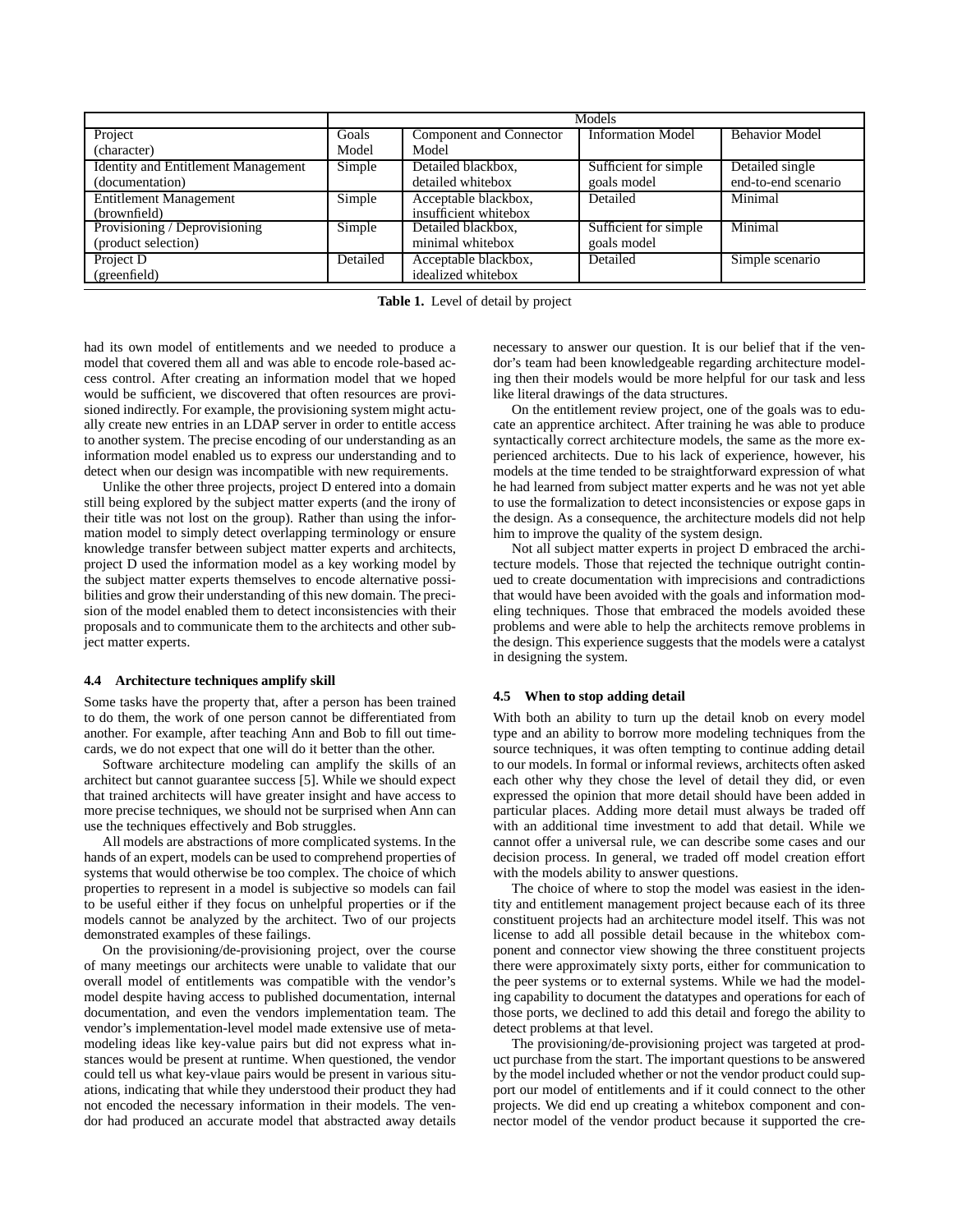| Project (character) | Models | | | |
|---|---|---|---|---|
| | Goals Model | Component and Connector Model | Information Model | Behavior Model |
| Identity and Entitlement Management (documentation) | Simple | Detailed blackbox, detailed whitebox | Sufficient for simple goals model | Detailed single end-to-end scenario |
| Entitlement Management (brownfield) | Simple | Acceptable blackbox, insufficient whitebox | Detailed | Minimal |
| Provisioning / Deprovisioning (product selection) | Simple | Detailed blackbox, minimal whitebox | Sufficient for simple goals model | Minimal |
| Project D (greenfield) | Detailed | Acceptable blackbox, idealized whitebox | Detailed | Simple scenario |

**Table 1.** Level of detail by project

had its own model of entitlements and we needed to produce a model that covered them all and was able to encode role-based access control. After creating an information model that we hoped would be sufficient, we discovered that often resources are provisioned indirectly. For example, the provisioning system might actually create new entries in an LDAP server in order to entitle access to another system. The precise encoding of our understanding as an information model enabled us to express our understanding and to detect when our design was incompatible with new requirements.

Unlike the other three projects, project D entered into a domain still being explored by the subject matter experts (and the irony of their title was not lost on the group). Rather than using the information model to simply detect overlapping terminology or ensure knowledge transfer between subject matter experts and architects, project D used the information model as a key working model by the subject matter experts themselves to encode alternative possibilities and grow their understanding of this new domain. The precision of the model enabled them to detect inconsistencies with their proposals and to communicate them to the architects and other subject matter experts.

### 4.4 Architecture techniques amplify skill

Some tasks have the property that, after a person has been trained to do them, the work of one person cannot be differentiated from another. For example, after teaching Ann and Bob to fill out timecards, we do not expect that one will do it better than the other.

Software architecture modeling can amplify the skills of an architect but cannot guarantee success [5]. While we should expect that trained architects will have greater insight and have access to more precise techniques, we should not be surprised when Ann can use the techniques effectively and Bob struggles.

All models are abstractions of more complicated systems. In the hands of an expert, models can be used to comprehend properties of systems that would otherwise be too complex. The choice of which properties to represent in a model is subjective so models can fail to be useful either if they focus on unhelpful properties or if the models cannot be analyzed by the architect. Two of our projects demonstrated examples of these failings.

On the provisioning/de-provisioning project, over the course of many meetings our architects were unable to validate that our overall model of entitlements was compatible with the vendor's model despite having access to published documentation, internal documentation, and even the vendors implementation team. The vendor's implementation-level model made extensive use of metamodeling ideas like key-value pairs but did not express what instances would be present at runtime. When questioned, the vendor could tell us what key-vlaue pairs would be present in various situations, indicating that while they understood their product they had not encoded the necessary information in their models. The vendor had produced an accurate model that abstracted away details necessary to answer our question. It is our belief that if the vendor's team had been knowledgeable regarding architecture modeling then their models would be more helpful for our task and less like literal drawings of the data structures.

On the entitlement review project, one of the goals was to educate an apprentice architect. After training he was able to produce syntactically correct architecture models, the same as the more experienced architects. Due to his lack of experience, however, his models at the time tended to be straightforward expression of what he had learned from subject matter experts and he was not yet able to use the formalization to detect inconsistencies or expose gaps in the design. As a consequence, the architecture models did not help him to improve the quality of the system design.

Not all subject matter experts in project D embraced the architecture models. Those that rejected the technique outright continued to create documentation with imprecisions and contradictions that would have been avoided with the goals and information modeling techniques. Those that embraced the models avoided these problems and were able to help the architects remove problems in the design. This experience suggests that the models were a catalyst in designing the system.

### 4.5 When to stop adding detail

With both an ability to turn up the detail knob on every model type and an ability to borrow more modeling techniques from the source techniques, it was often tempting to continue adding detail to our models. In formal or informal reviews, architects often asked each other why they chose the level of detail they did, or even expressed the opinion that more detail should have been added in particular places. Adding more detail must always be traded off with an additional time investment to add that detail. While we cannot offer a universal rule, we can describe some cases and our decision process. In general, we traded off model creation effort with the models ability to answer questions.

The choice of where to stop the model was easiest in the identity and entitlement management project because each of its three constituent projects had an architecture model itself. This was not license to add all possible detail because in the whitebox component and connector view showing the three constituent projects there were approximately sixty ports, either for communication to the peer systems or to external systems. While we had the modeling capability to document the datatypes and operations for each of those ports, we declined to add this detail and forego the ability to detect problems at that level.

The provisioning/de-provisioning project was targeted at product purchase from the start. The important questions to be answered by the model included whether or not the vendor product could support our model of entitlements and if it could connect to the other projects. We did end up creating a whitebox component and connector model of the vendor product because it supported the cre-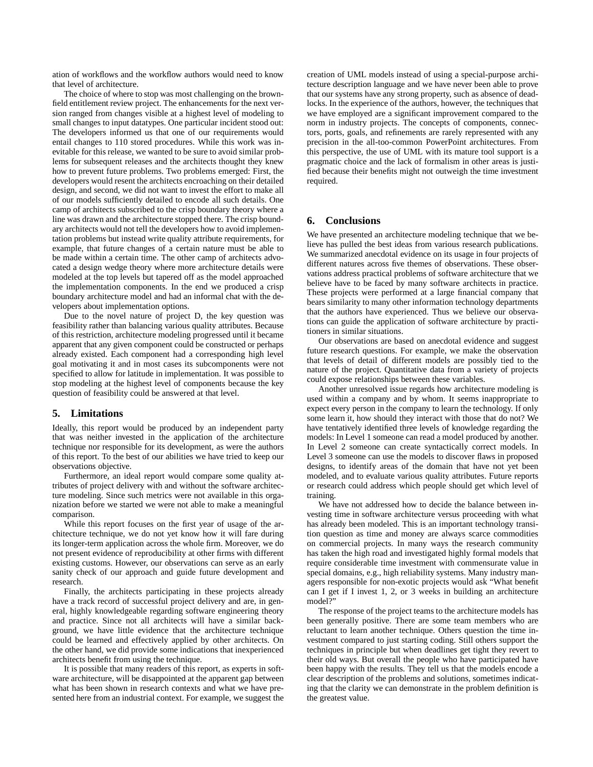ation of workflows and the workflow authors would need to know that level of architecture.

The choice of where to stop was most challenging on the brownfield entitlement review project. The enhancements for the next version ranged from changes visible at a highest level of modeling to small changes to input datatypes. One particular incident stood out: The developers informed us that one of our requirements would entail changes to 110 stored procedures. While this work was inevitable for this release, we wanted to be sure to avoid similar problems for subsequent releases and the architects thought they knew how to prevent future problems. Two problems emerged: First, the developers would resent the architects encroaching on their detailed design, and second, we did not want to invest the effort to make all of our models sufficiently detailed to encode all such details. One camp of architects subscribed to the crisp boundary theory where a line was drawn and the architecture stopped there. The crisp boundary architects would not tell the developers how to avoid implementation problems but instead write quality attribute requirements, for example, that future changes of a certain nature must be able to be made within a certain time. The other camp of architects advocated a design wedge theory where more architecture details were modeled at the top levels but tapered off as the model approached the implementation components. In the end we produced a crisp boundary architecture model and had an informal chat with the developers about implementation options.

Due to the novel nature of project D, the key question was feasibility rather than balancing various quality attributes. Because of this restriction, architecture modeling progressed until it became apparent that any given component could be constructed or perhaps already existed. Each component had a corresponding high level goal motivating it and in most cases its subcomponents were not specified to allow for latitude in implementation. It was possible to stop modeling at the highest level of components because the key question of feasibility could be answered at that level.

## 5. Limitations

Ideally, this report would be produced by an independent party that was neither invested in the application of the architecture technique nor responsible for its development, as were the authors of this report. To the best of our abilities we have tried to keep our observations objective.

Furthermore, an ideal report would compare some quality attributes of project delivery with and without the software architecture modeling. Since such metrics were not available in this organization before we started we were not able to make a meaningful comparison.

While this report focuses on the first year of usage of the architecture technique, we do not yet know how it will fare during its longer-term application across the whole firm. Moreover, we do not present evidence of reproducibility at other firms with different existing customs. However, our observations can serve as an early sanity check of our approach and guide future development and research.

Finally, the architects participating in these projects already have a track record of successful project delivery and are, in general, highly knowledgeable regarding software engineering theory and practice. Since not all architects will have a similar background, we have little evidence that the architecture technique could be learned and effectively applied by other architects. On the other hand, we did provide some indications that inexperienced architects benefit from using the technique.

It is possible that many readers of this report, as experts in software architecture, will be disappointed at the apparent gap between what has been shown in research contexts and what we have presented here from an industrial context. For example, we suggest the creation of UML models instead of using a special-purpose architecture description language and we have never been able to prove that our systems have any strong property, such as absence of deadlocks. In the experience of the authors, however, the techniques that we have employed are a significant improvement compared to the norm in industry projects. The concepts of components, connectors, ports, goals, and refinements are rarely represented with any precision in the all-too-common PowerPoint architectures. From this perspective, the use of UML with its mature tool support is a pragmatic choice and the lack of formalism in other areas is justified because their benefits might not outweigh the time investment required.

## 6. Conclusions

We have presented an architecture modeling technique that we believe has pulled the best ideas from various research publications. We summarized anecdotal evidence on its usage in four projects of different natures across five themes of observations. These observations address practical problems of software architecture that we believe have to be faced by many software architects in practice. These projects were performed at a large financial company that bears similarity to many other information technology departments that the authors have experienced. Thus we believe our observations can guide the application of software architecture by practitioners in similar situations.

Our observations are based on anecdotal evidence and suggest future research questions. For example, we make the observation that levels of detail of different models are possibly tied to the nature of the project. Quantitative data from a variety of projects could expose relationships between these variables.

Another unresolved issue regards how architecture modeling is used within a company and by whom. It seems inappropriate to expect every person in the company to learn the technology. If only some learn it, how should they interact with those that do not? We have tentatively identified three levels of knowledge regarding the models: In Level 1 someone can read a model produced by another. In Level 2 someone can create syntactically correct models. In Level 3 someone can use the models to discover flaws in proposed designs, to identify areas of the domain that have not yet been modeled, and to evaluate various quality attributes. Future reports or research could address which people should get which level of training.

We have not addressed how to decide the balance between investing time in software architecture versus proceeding with what has already been modeled. This is an important technology transition question as time and money are always scarce commodities on commercial projects. In many ways the research community has taken the high road and investigated highly formal models that require considerable time investment with commensurate value in special domains, e.g., high reliability systems. Many industry managers responsible for non-exotic projects would ask "What benefit can I get if I invest 1, 2, or 3 weeks in building an architecture model?"

The response of the project teams to the architecture models has been generally positive. There are some team members who are reluctant to learn another technique. Others question the time investment compared to just starting coding. Still others support the techniques in principle but when deadlines get tight they revert to their old ways. But overall the people who have participated have been happy with the results. They tell us that the models encode a clear description of the problems and solutions, sometimes indicating that the clarity we can demonstrate in the problem definition is the greatest value.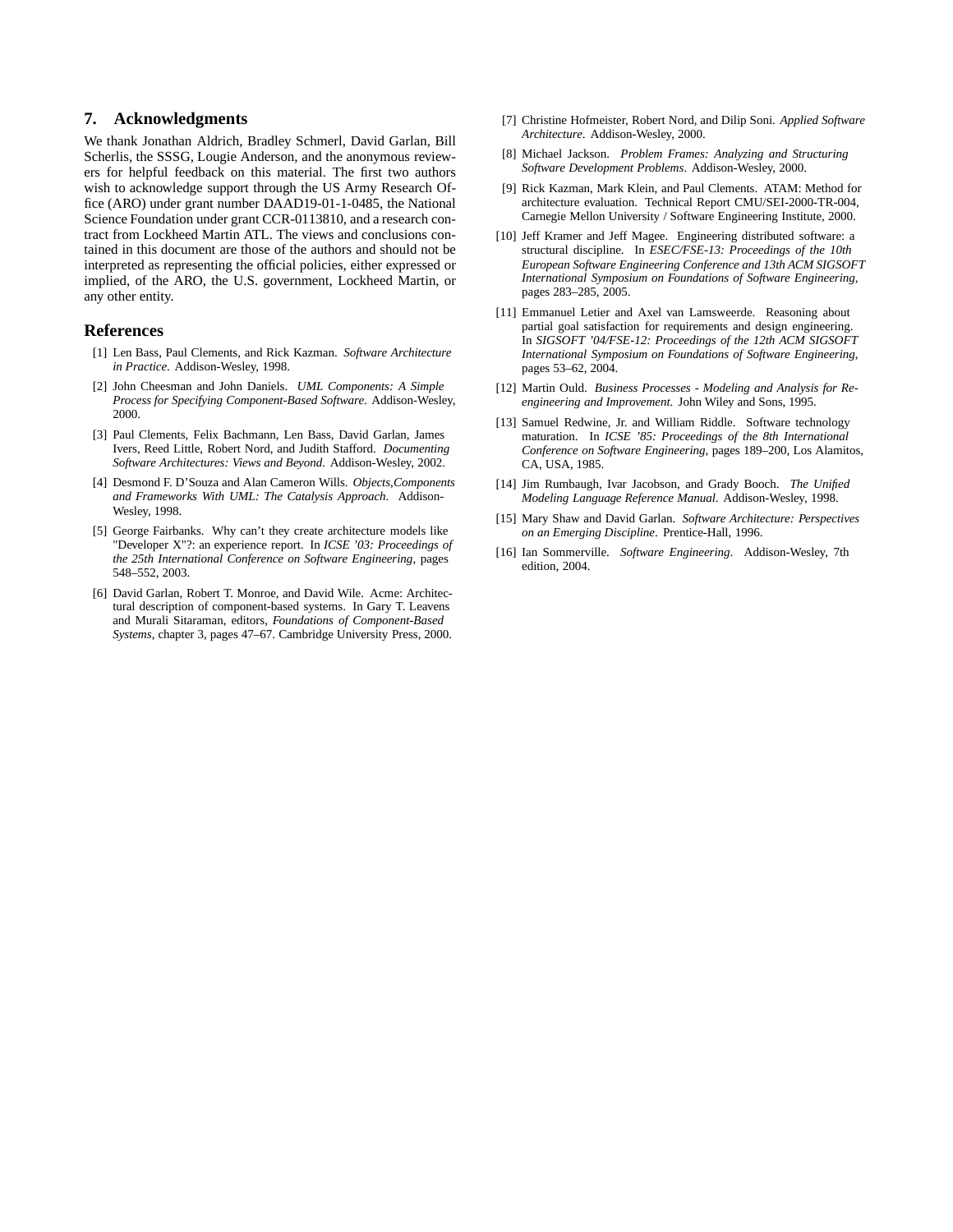## 7. Acknowledgments

We thank Jonathan Aldrich, Bradley Schmerl, David Garlan, Bill Scherlis, the SSSG, Lougie Anderson, and the anonymous reviewers for helpful feedback on this material. The first two authors wish to acknowledge support through the US Army Research Office (ARO) under grant number DAAD19-01-1-0485, the National Science Foundation under grant CCR-0113810, and a research contract from Lockheed Martin ATL. The views and conclusions contained in this document are those of the authors and should not be interpreted as representing the official policies, either expressed or implied, of the ARO, the U.S. government, Lockheed Martin, or any other entity.

## References

[1] Len Bass, Paul Clements, and Rick Kazman. *Software Architecture in Practice*. Addison-Wesley, 1998.

[2] John Cheesman and John Daniels. *UML Components: A Simple Process for Specifying Component-Based Software*. Addison-Wesley, 2000.

[3] Paul Clements, Felix Bachmann, Len Bass, David Garlan, James Ivers, Reed Little, Robert Nord, and Judith Stafford. *Documenting Software Architectures: Views and Beyond*. Addison-Wesley, 2002.

[4] Desmond F. D'Souza and Alan Cameron Wills. *Objects,Components and Frameworks With UML: The Catalysis Approach*. Addison-Wesley, 1998.

[5] George Fairbanks. Why can't they create architecture models like "Developer X"?: an experience report. In *ICSE '03: Proceedings of the 25th International Conference on Software Engineering*, pages 548–552, 2003.

[6] David Garlan, Robert T. Monroe, and David Wile. Acme: Architectural description of component-based systems. In Gary T. Leavens and Murali Sitaraman, editors, *Foundations of Component-Based Systems*, chapter 3, pages 47–67. Cambridge University Press, 2000.

[7] Christine Hofmeister, Robert Nord, and Dilip Soni. *Applied Software Architecture*. Addison-Wesley, 2000.

[8] Michael Jackson. *Problem Frames: Analyzing and Structuring Software Development Problems*. Addison-Wesley, 2000.

[9] Rick Kazman, Mark Klein, and Paul Clements. ATAM: Method for architecture evaluation. Technical Report CMU/SEI-2000-TR-004, Carnegie Mellon University / Software Engineering Institute, 2000.

[10] Jeff Kramer and Jeff Magee. Engineering distributed software: a structural discipline. In *ESEC/FSE-13: Proceedings of the 10th European Software Engineering Conference and 13th ACM SIGSOFT International Symposium on Foundations of Software Engineering*, pages 283–285, 2005.

[11] Emmanuel Letier and Axel van Lamsweerde. Reasoning about partial goal satisfaction for requirements and design engineering. In *SIGSOFT '04/FSE-12: Proceedings of the 12th ACM SIGSOFT International Symposium on Foundations of Software Engineering*, pages 53–62, 2004.

[12] Martin Ould. *Business Processes - Modeling and Analysis for Re-engineering and Improvement*. John Wiley and Sons, 1995.

[13] Samuel Redwine, Jr. and William Riddle. Software technology maturation. In *ICSE '85: Proceedings of the 8th International Conference on Software Engineering*, pages 189–200, Los Alamitos, CA, USA, 1985.

[14] Jim Rumbaugh, Ivar Jacobson, and Grady Booch. *The Unified Modeling Language Reference Manual*. Addison-Wesley, 1998.

[15] Mary Shaw and David Garlan. *Software Architecture: Perspectives on an Emerging Discipline*. Prentice-Hall, 1996.

[16] Ian Sommerville. *Software Engineering*. Addison-Wesley, 7th edition, 2004.